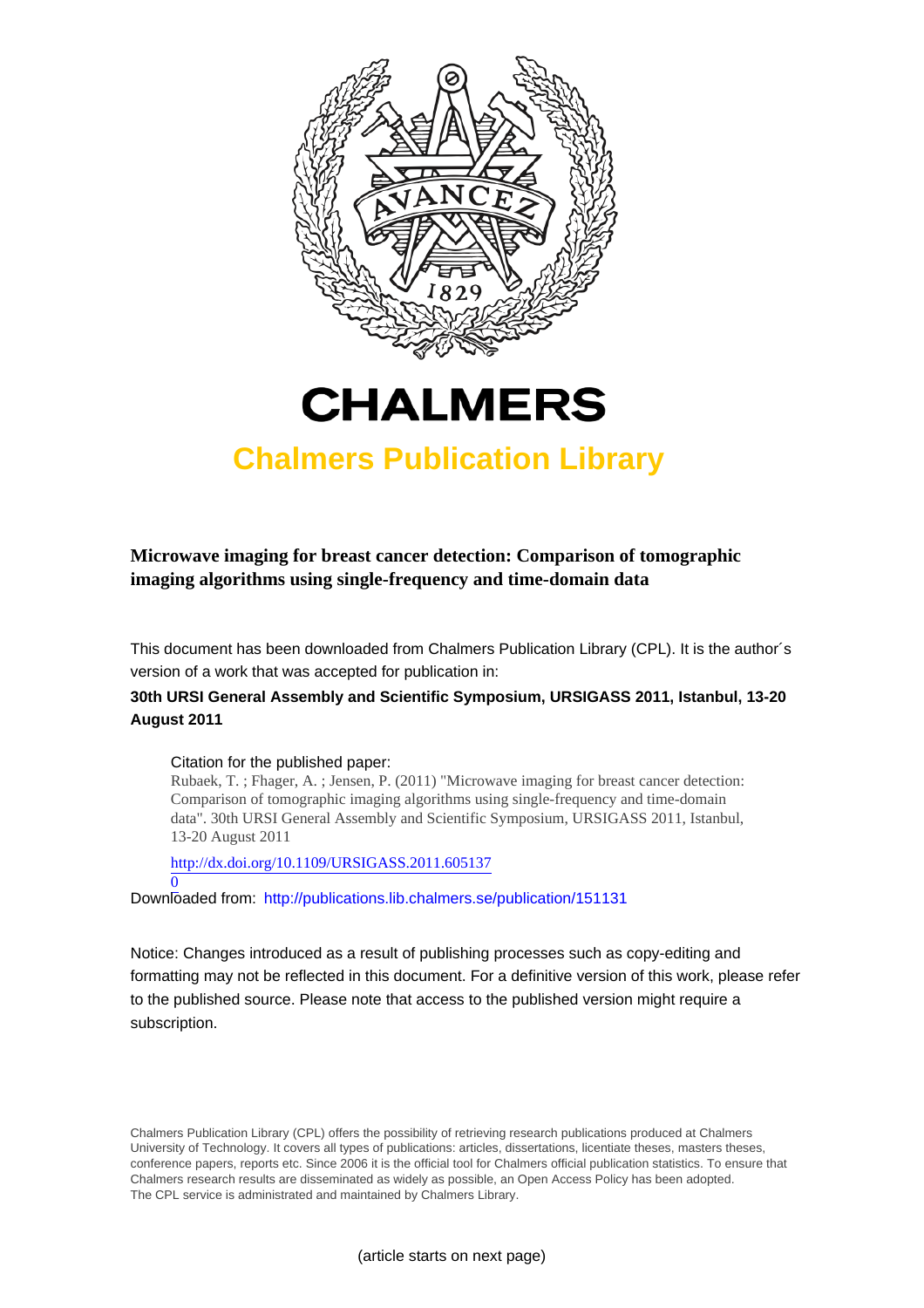# CHALMERS

## Chalmers Publication Library

**Microwave imaging for breast cancer detection: Comparison of tomographic imaging algorithms using single-frequency and time-domain data**

This document has been downloaded from Chalmers Publication Library (CPL). It is the author´s version of a work that was accepted for publication in:

**30th URSI General Assembly and Scientific Symposium, URSIGASS 2011, Istanbul, 13-20 August 2011**

Citation for the published paper:
Rubaek, T. ; Fhager, A. ; Jensen, P. (2011) "Microwave imaging for breast cancer detection: Comparison of tomographic imaging algorithms using single-frequency and time-domain data". 30th URSI General Assembly and Scientific Symposium, URSIGASS 2011, Istanbul, 13-20 August 2011

http://dx.doi.org/10.1109/URSIGASS.2011.6051370

Downloaded from: http://publications.lib.chalmers.se/publication/151131

Notice: Changes introduced as a result of publishing processes such as copy-editing and formatting may not be reflected in this document. For a definitive version of this work, please refer to the published source. Please note that access to the published version might require a subscription.

Chalmers Publication Library (CPL) offers the possibility of retrieving research publications produced at Chalmers University of Technology. It covers all types of publications: articles, dissertations, licentiate theses, masters theses, conference papers, reports etc. Since 2006 it is the official tool for Chalmers official publication statistics. To ensure that Chalmers research results are disseminated as widely as possible, an Open Access Policy has been adopted. The CPL service is administrated and maintained by Chalmers Library.

(article starts on next page)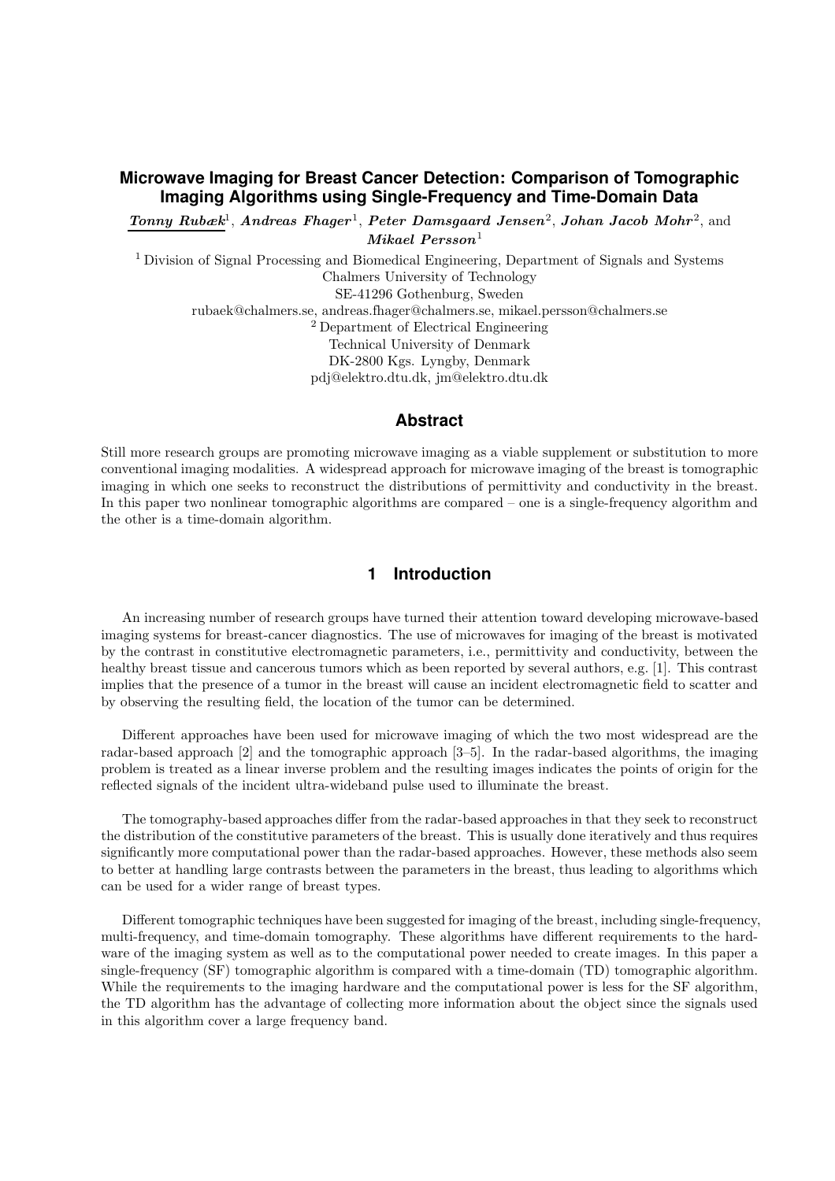# Microwave Imaging for Breast Cancer Detection: Comparison of Tomographic Imaging Algorithms using Single-Frequency and Time-Domain Data

***Tonny Rubæk***[1], ***Andreas Fhager***[1], ***Peter Damsgaard Jensen***[2], ***Johan Jacob Mohr***[2], and ***Mikael Persson***[1]

[1] Division of Signal Processing and Biomedical Engineering, Department of Signals and Systems
Chalmers University of Technology
SE-41296 Gothenburg, Sweden
rubaek@chalmers.se, andreas.fhager@chalmers.se, mikael.persson@chalmers.se

[2] Department of Electrical Engineering
Technical University of Denmark
DK-2800 Kgs. Lyngby, Denmark
pdj@elektro.dtu.dk, jm@elektro.dtu.dk

## Abstract

Still more research groups are promoting microwave imaging as a viable supplement or substitution to more conventional imaging modalities. A widespread approach for microwave imaging of the breast is tomographic imaging in which one seeks to reconstruct the distributions of permittivity and conductivity in the breast. In this paper two nonlinear tomographic algorithms are compared – one is a single-frequency algorithm and the other is a time-domain algorithm.

## 1 Introduction

An increasing number of research groups have turned their attention toward developing microwave-based imaging systems for breast-cancer diagnostics. The use of microwaves for imaging of the breast is motivated by the contrast in constitutive electromagnetic parameters, i.e., permittivity and conductivity, between the healthy breast tissue and cancerous tumors which as been reported by several authors, e.g. [1]. This contrast implies that the presence of a tumor in the breast will cause an incident electromagnetic field to scatter and by observing the resulting field, the location of the tumor can be determined.

Different approaches have been used for microwave imaging of which the two most widespread are the radar-based approach [2] and the tomographic approach [3–5]. In the radar-based algorithms, the imaging problem is treated as a linear inverse problem and the resulting images indicates the points of origin for the reflected signals of the incident ultra-wideband pulse used to illuminate the breast.

The tomography-based approaches differ from the radar-based approaches in that they seek to reconstruct the distribution of the constitutive parameters of the breast. This is usually done iteratively and thus requires significantly more computational power than the radar-based approaches. However, these methods also seem to better at handling large contrasts between the parameters in the breast, thus leading to algorithms which can be used for a wider range of breast types.

Different tomographic techniques have been suggested for imaging of the breast, including single-frequency, multi-frequency, and time-domain tomography. These algorithms have different requirements to the hardware of the imaging system as well as to the computational power needed to create images. In this paper a single-frequency (SF) tomographic algorithm is compared with a time-domain (TD) tomographic algorithm. While the requirements to the imaging hardware and the computational power is less for the SF algorithm, the TD algorithm has the advantage of collecting more information about the object since the signals used in this algorithm cover a large frequency band.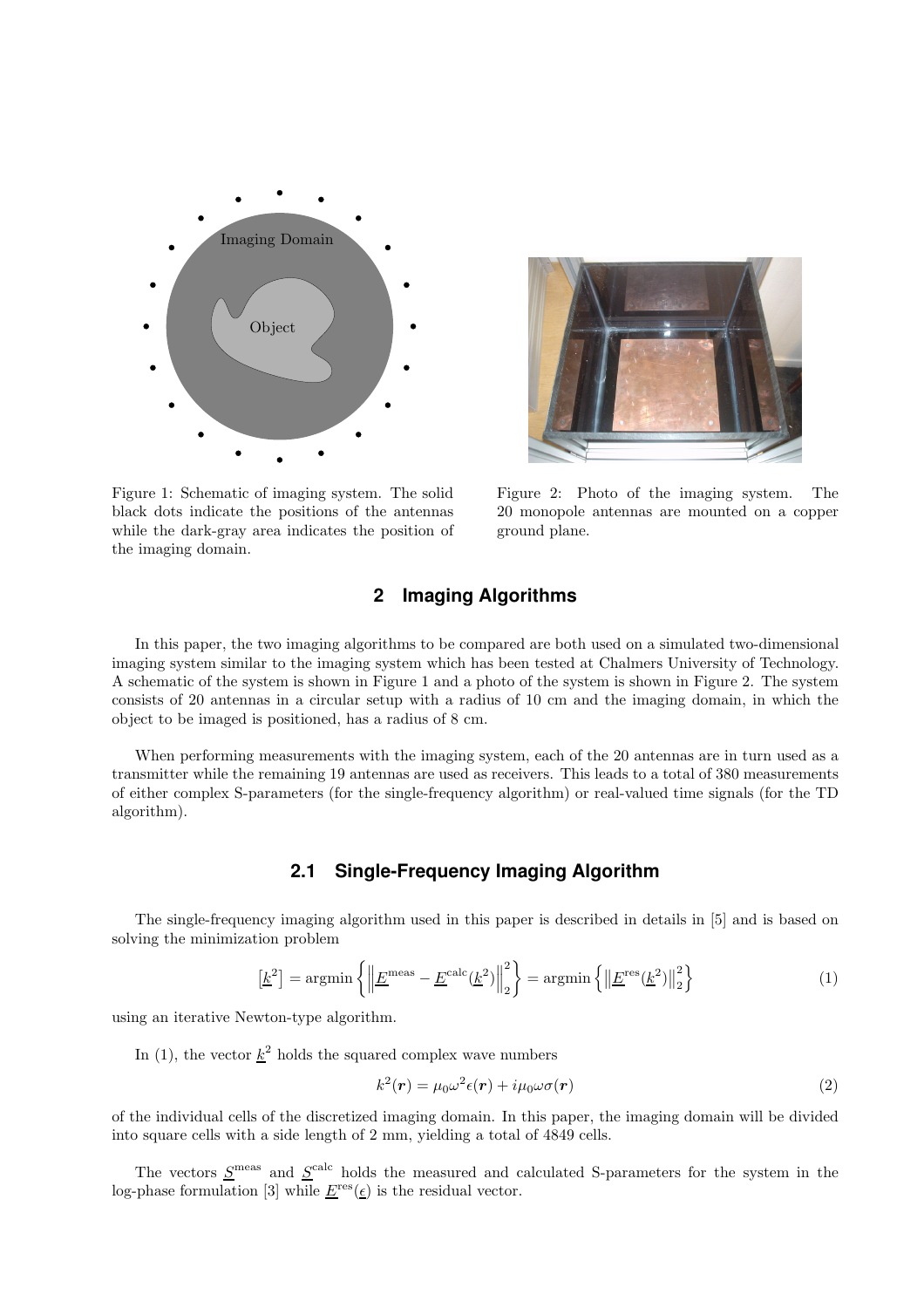Figure 1: Schematic of imaging system. The solid black dots indicate the positions of the antennas while the dark-gray area indicates the position of the imaging domain.

Figure 2: Photo of the imaging system. The 20 monopole antennas are mounted on a copper ground plane.

## 2 Imaging Algorithms

In this paper, the two imaging algorithms to be compared are both used on a simulated two-dimensional imaging system similar to the imaging system which has been tested at Chalmers University of Technology. A schematic of the system is shown in Figure 1 and a photo of the system is shown in Figure 2. The system consists of 20 antennas in a circular setup with a radius of 10 cm and the imaging domain, in which the object to be imaged is positioned, has a radius of 8 cm.

When performing measurements with the imaging system, each of the 20 antennas are in turn used as a transmitter while the remaining 19 antennas are used as receivers. This leads to a total of 380 measurements of either complex S-parameters (for the single-frequency algorithm) or real-valued time signals (for the TD algorithm).

### 2.1 Single-Frequency Imaging Algorithm

The single-frequency imaging algorithm used in this paper is described in details in [5] and is based on solving the minimization problem

$$\left[\underline{k}^2\right] = \operatorname{argmin}\left\{\left\|\underline{E}^{\text{meas}} - \underline{E}^{\text{calc}}(\underline{k}^2)\right\|_2^2\right\} = \operatorname{argmin}\left\{\left\|\underline{E}^{\text{res}}(\underline{k}^2)\right\|_2^2\right\} \tag{1}$$

using an iterative Newton-type algorithm.

In (1), the vector $\underline{k}^2$ holds the squared complex wave numbers

$$k^2(\boldsymbol{r}) = \mu_0\omega^2\epsilon(\boldsymbol{r}) + i\mu_0\omega\sigma(\boldsymbol{r}) \tag{2}$$

of the individual cells of the discretized imaging domain. In this paper, the imaging domain will be divided into square cells with a side length of 2 mm, yielding a total of 4849 cells.

The vectors $\underline{S}^{\text{meas}}$ and $\underline{S}^{\text{calc}}$ holds the measured and calculated S-parameters for the system in the log-phase formulation [3] while $\underline{E}^{\text{res}}(\underline{\epsilon})$ is the residual vector.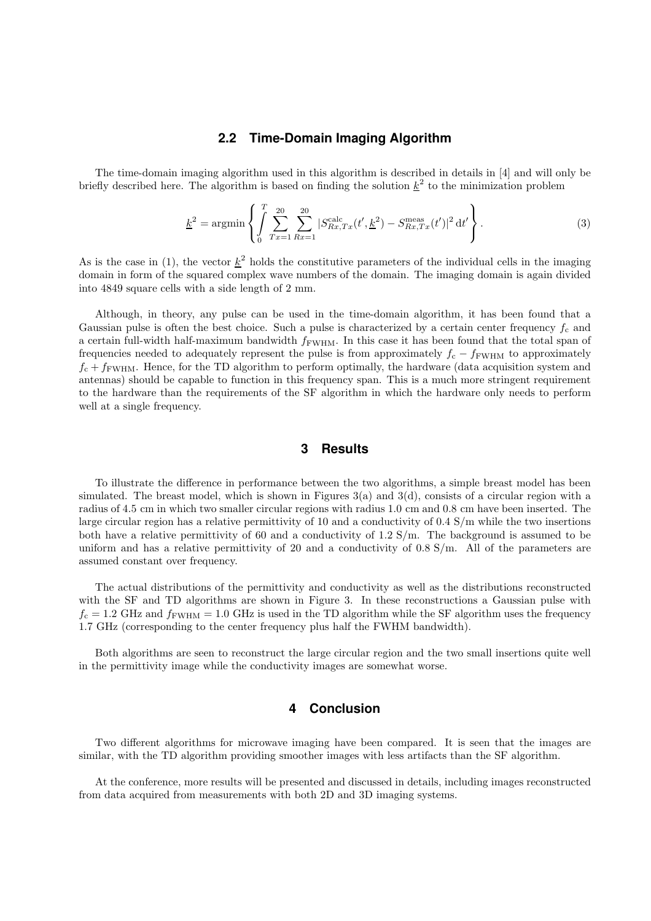### 2.2 Time-Domain Imaging Algorithm

The time-domain imaging algorithm used in this algorithm is described in details in [4] and will only be briefly described here. The algorithm is based on finding the solution $\underline{k}^2$ to the minimization problem

$$\underline{k}^2 = \operatorname{argmin} \left\{ \int_0^T \sum_{Tx=1}^{20} \sum_{Rx=1}^{20} |S_{Rx,Tx}^{\text{calc}}(t', \underline{k}^2) - S_{Rx,Tx}^{\text{meas}}(t')|^2 \, \mathrm{d}t' \right\}. \tag{3}$$

As is the case in (1), the vector $\underline{k}^2$ holds the constitutive parameters of the individual cells in the imaging domain in form of the squared complex wave numbers of the domain. The imaging domain is again divided into 4849 square cells with a side length of 2 mm.

Although, in theory, any pulse can be used in the time-domain algorithm, it has been found that a Gaussian pulse is often the best choice. Such a pulse is characterized by a certain center frequency $f_c$ and a certain full-width half-maximum bandwidth $f_{\text{FWHM}}$. In this case it has been found that the total span of frequencies needed to adequately represent the pulse is from approximately $f_c - f_{\text{FWHM}}$ to approximately $f_c + f_{\text{FWHM}}$. Hence, for the TD algorithm to perform optimally, the hardware (data acquisition system and antennas) should be capable to function in this frequency span. This is a much more stringent requirement to the hardware than the requirements of the SF algorithm in which the hardware only needs to perform well at a single frequency.

## 3 Results

To illustrate the difference in performance between the two algorithms, a simple breast model has been simulated. The breast model, which is shown in Figures 3(a) and 3(d), consists of a circular region with a radius of 4.5 cm in which two smaller circular regions with radius 1.0 cm and 0.8 cm have been inserted. The large circular region has a relative permittivity of 10 and a conductivity of 0.4 S/m while the two insertions both have a relative permittivity of 60 and a conductivity of 1.2 S/m. The background is assumed to be uniform and has a relative permittivity of 20 and a conductivity of 0.8 S/m. All of the parameters are assumed constant over frequency.

The actual distributions of the permittivity and conductivity as well as the distributions reconstructed with the SF and TD algorithms are shown in Figure 3. In these reconstructions a Gaussian pulse with $f_c = 1.2$ GHz and $f_{\text{FWHM}} = 1.0$ GHz is used in the TD algorithm while the SF algorithm uses the frequency 1.7 GHz (corresponding to the center frequency plus half the FWHM bandwidth).

Both algorithms are seen to reconstruct the large circular region and the two small insertions quite well in the permittivity image while the conductivity images are somewhat worse.

## 4 Conclusion

Two different algorithms for microwave imaging have been compared. It is seen that the images are similar, with the TD algorithm providing smoother images with less artifacts than the SF algorithm.

At the conference, more results will be presented and discussed in details, including images reconstructed from data acquired from measurements with both 2D and 3D imaging systems.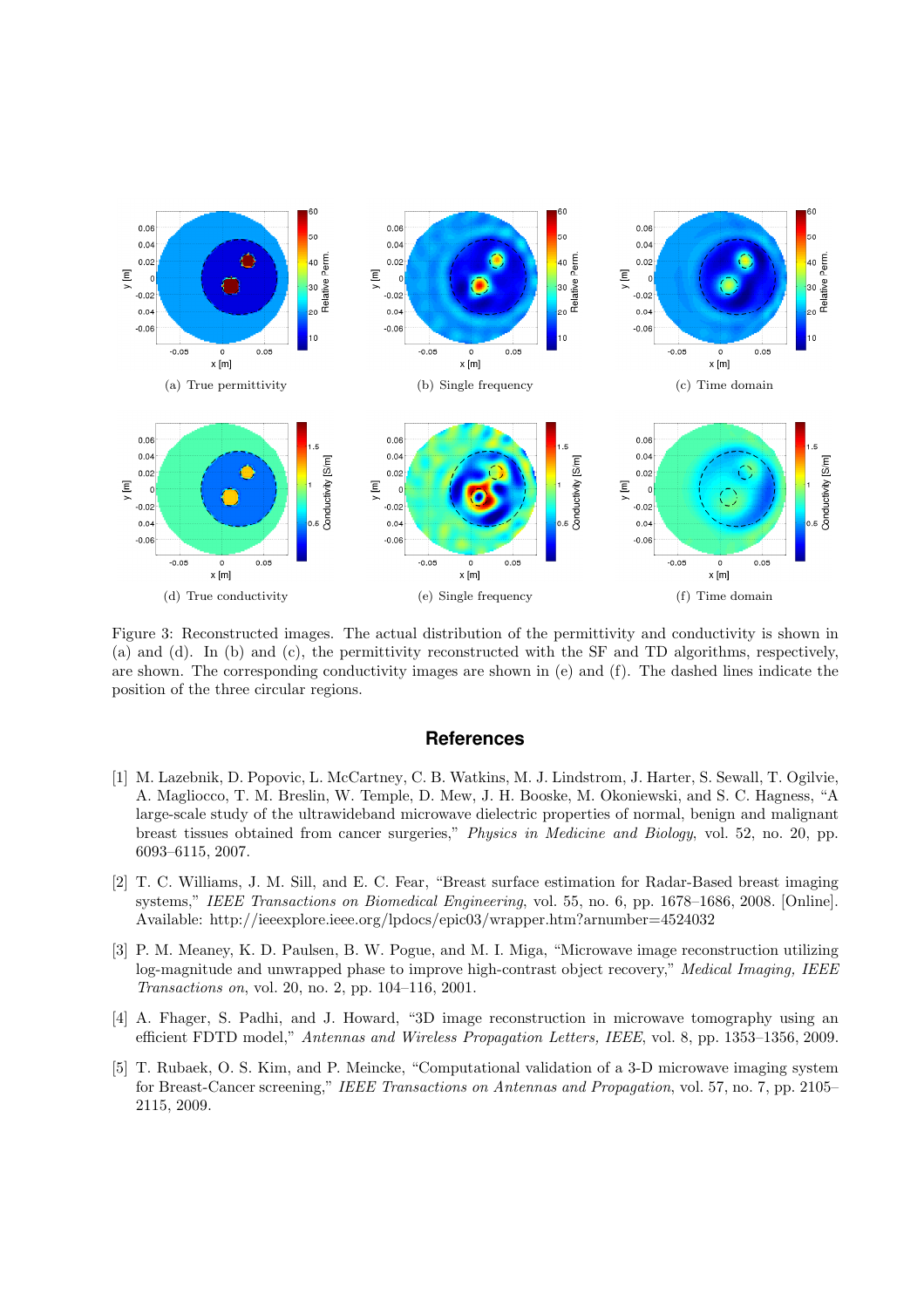(a) True permittivity

(b) Single frequency

(c) Time domain

(d) True conductivity

(e) Single frequency

(f) Time domain

Figure 3: Reconstructed images. The actual distribution of the permittivity and conductivity is shown in (a) and (d). In (b) and (c), the permittivity reconstructed with the SF and TD algorithms, respectively, are shown. The corresponding conductivity images are shown in (e) and (f). The dashed lines indicate the position of the three circular regions.

# References

[1] M. Lazebnik, D. Popovic, L. McCartney, C. B. Watkins, M. J. Lindstrom, J. Harter, S. Sewall, T. Ogilvie, A. Magliocco, T. M. Breslin, W. Temple, D. Mew, J. H. Booske, M. Okoniewski, and S. C. Hagness, "A large-scale study of the ultrawideband microwave dielectric properties of normal, benign and malignant breast tissues obtained from cancer surgeries," *Physics in Medicine and Biology*, vol. 52, no. 20, pp. 6093–6115, 2007.

[2] T. C. Williams, J. M. Sill, and E. C. Fear, "Breast surface estimation for Radar-Based breast imaging systems," *IEEE Transactions on Biomedical Engineering*, vol. 55, no. 6, pp. 1678–1686, 2008. [Online]. Available: http://ieeexplore.ieee.org/lpdocs/epic03/wrapper.htm?arnumber=4524032

[3] P. M. Meaney, K. D. Paulsen, B. W. Pogue, and M. I. Miga, "Microwave image reconstruction utilizing log-magnitude and unwrapped phase to improve high-contrast object recovery," *Medical Imaging, IEEE Transactions on*, vol. 20, no. 2, pp. 104–116, 2001.

[4] A. Fhager, S. Padhi, and J. Howard, "3D image reconstruction in microwave tomography using an efficient FDTD model," *Antennas and Wireless Propagation Letters, IEEE*, vol. 8, pp. 1353–1356, 2009.

[5] T. Rubaek, O. S. Kim, and P. Meincke, "Computational validation of a 3-D microwave imaging system for Breast-Cancer screening," *IEEE Transactions on Antennas and Propagation*, vol. 57, no. 7, pp. 2105–2115, 2009.